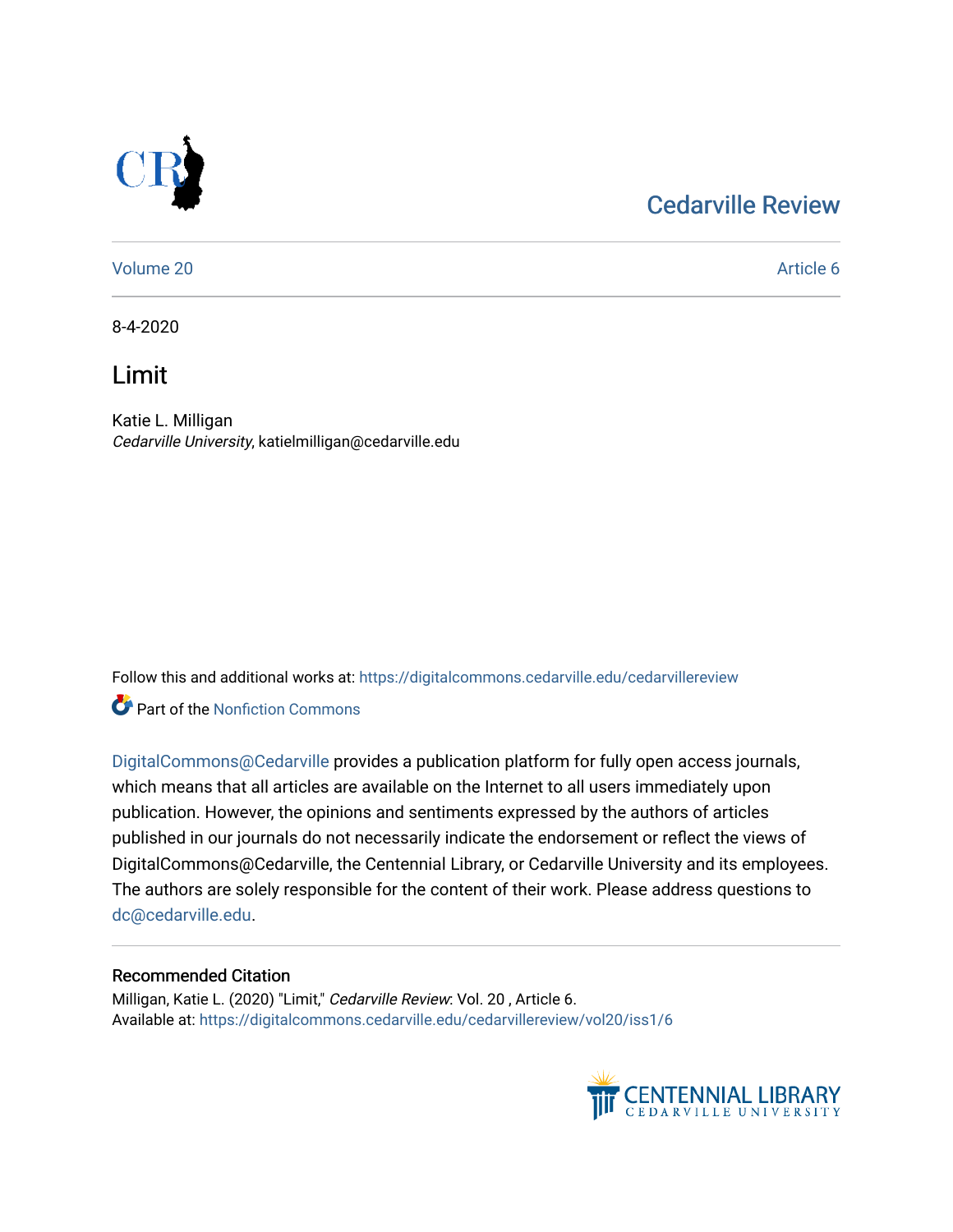Cedarville Review

Volume 20 Article 6

8-4-2020

# Limit

Katie L. Milligan
*Cedarville University*, katielmilligan@cedarville.edu

Follow this and additional works at: https://digitalcommons.cedarville.edu/cedarvillereview

Part of the Nonfiction Commons

DigitalCommons@Cedarville provides a publication platform for fully open access journals, which means that all articles are available on the Internet to all users immediately upon publication. However, the opinions and sentiments expressed by the authors of articles published in our journals do not necessarily indicate the endorsement or reflect the views of DigitalCommons@Cedarville, the Centennial Library, or Cedarville University and its employees. The authors are solely responsible for the content of their work. Please address questions to dc@cedarville.edu.

## Recommended Citation

Milligan, Katie L. (2020) "Limit," *Cedarville Review*: Vol. 20 , Article 6.
Available at: https://digitalcommons.cedarville.edu/cedarvillereview/vol20/iss1/6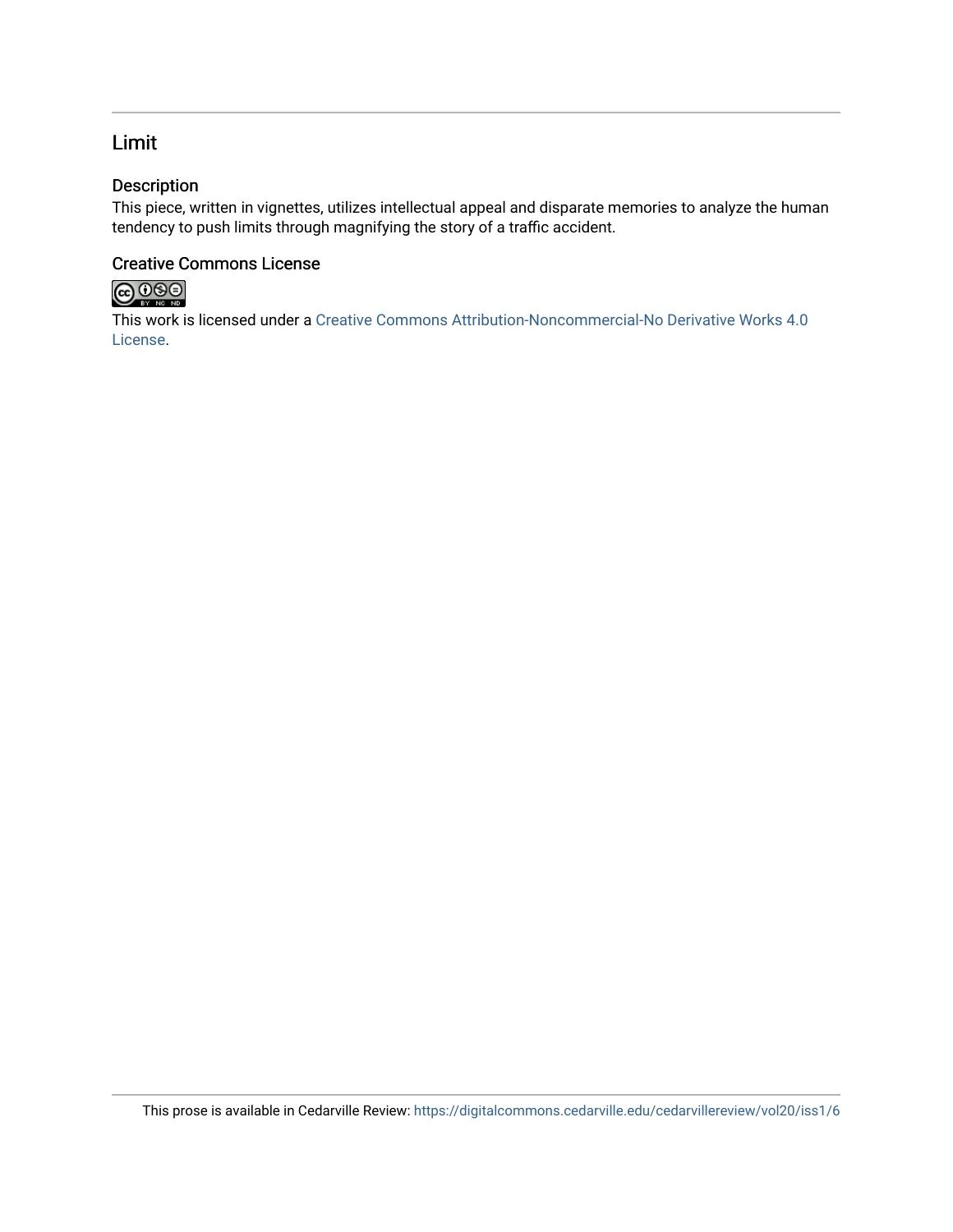## Limit

### Description

This piece, written in vignettes, utilizes intellectual appeal and disparate memories to analyze the human tendency to push limits through magnifying the story of a traffic accident.

### Creative Commons License

This work is licensed under a Creative Commons Attribution-Noncommercial-No Derivative Works 4.0 License.

This prose is available in Cedarville Review: https://digitalcommons.cedarville.edu/cedarvillereview/vol20/iss1/6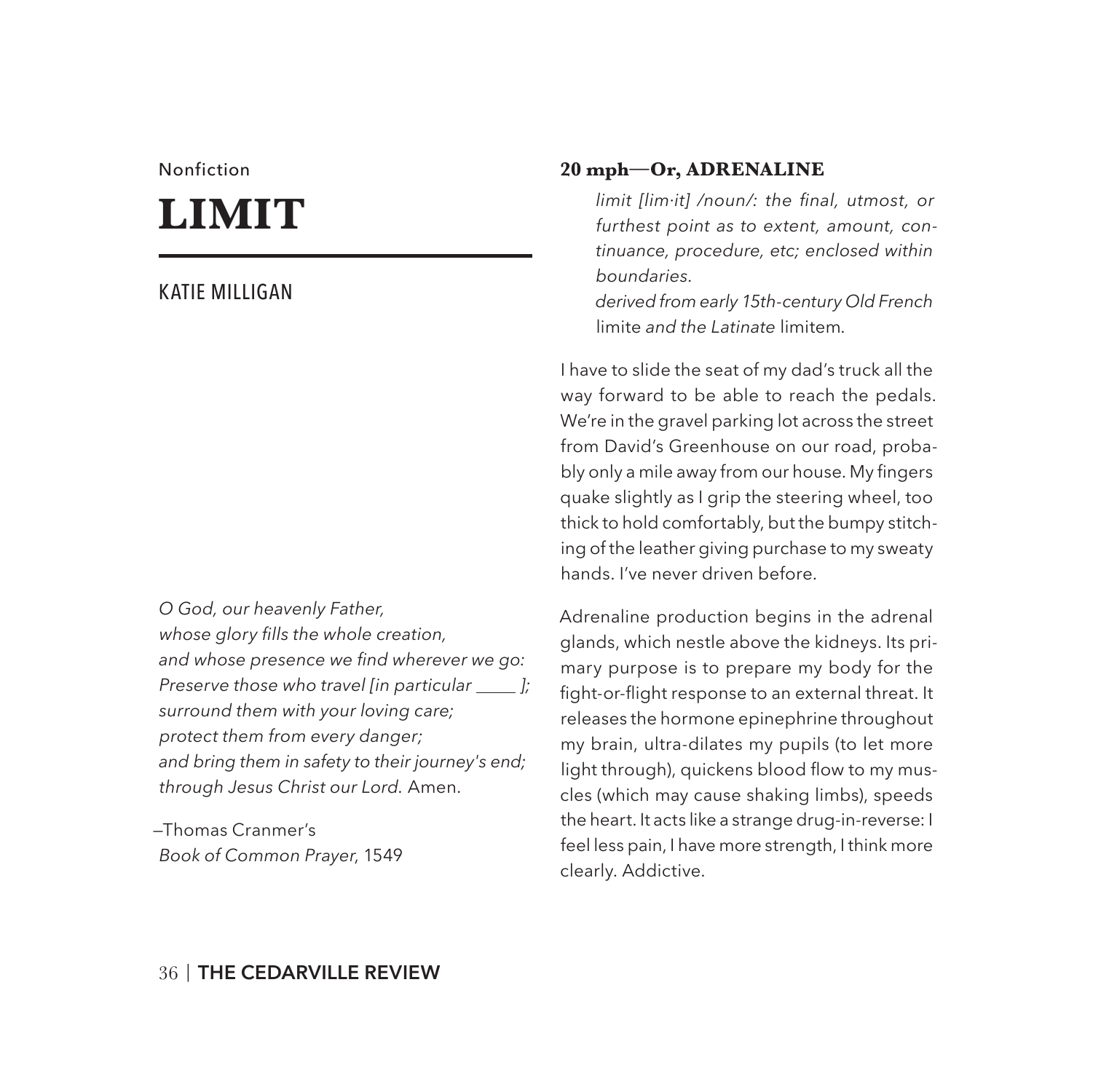Nonfiction

# LIMIT

## KATIE MILLIGAN

*O God, our heavenly Father,*
*whose glory fills the whole creation,*
*and whose presence we find wherever we go:*
*Preserve those who travel [in particular \_\_\_\_ ];*
*surround them with your loving care;*
*protect them from every danger;*
*and bring them in safety to their journey's end;*
*through Jesus Christ our Lord.* Amen.

—Thomas Cranmer's
*Book of Common Prayer*, 1549

### 20 mph—Or, ADRENALINE

> *limit [lim·it] /noun/: the final, utmost, or furthest point as to extent, amount, continuance, procedure, etc; enclosed within boundaries.*
> *derived from early 15th-century Old French* limite *and the Latinate* limitem.

I have to slide the seat of my dad's truck all the way forward to be able to reach the pedals. We're in the gravel parking lot across the street from David's Greenhouse on our road, probably only a mile away from our house. My fingers quake slightly as I grip the steering wheel, too thick to hold comfortably, but the bumpy stitching of the leather giving purchase to my sweaty hands. I've never driven before.

Adrenaline production begins in the adrenal glands, which nestle above the kidneys. Its primary purpose is to prepare my body for the fight-or-flight response to an external threat. It releases the hormone epinephrine throughout my brain, ultra-dilates my pupils (to let more light through), quickens blood flow to my muscles (which may cause shaking limbs), speeds the heart. It acts like a strange drug-in-reverse: I feel less pain, I have more strength, I think more clearly. Addictive.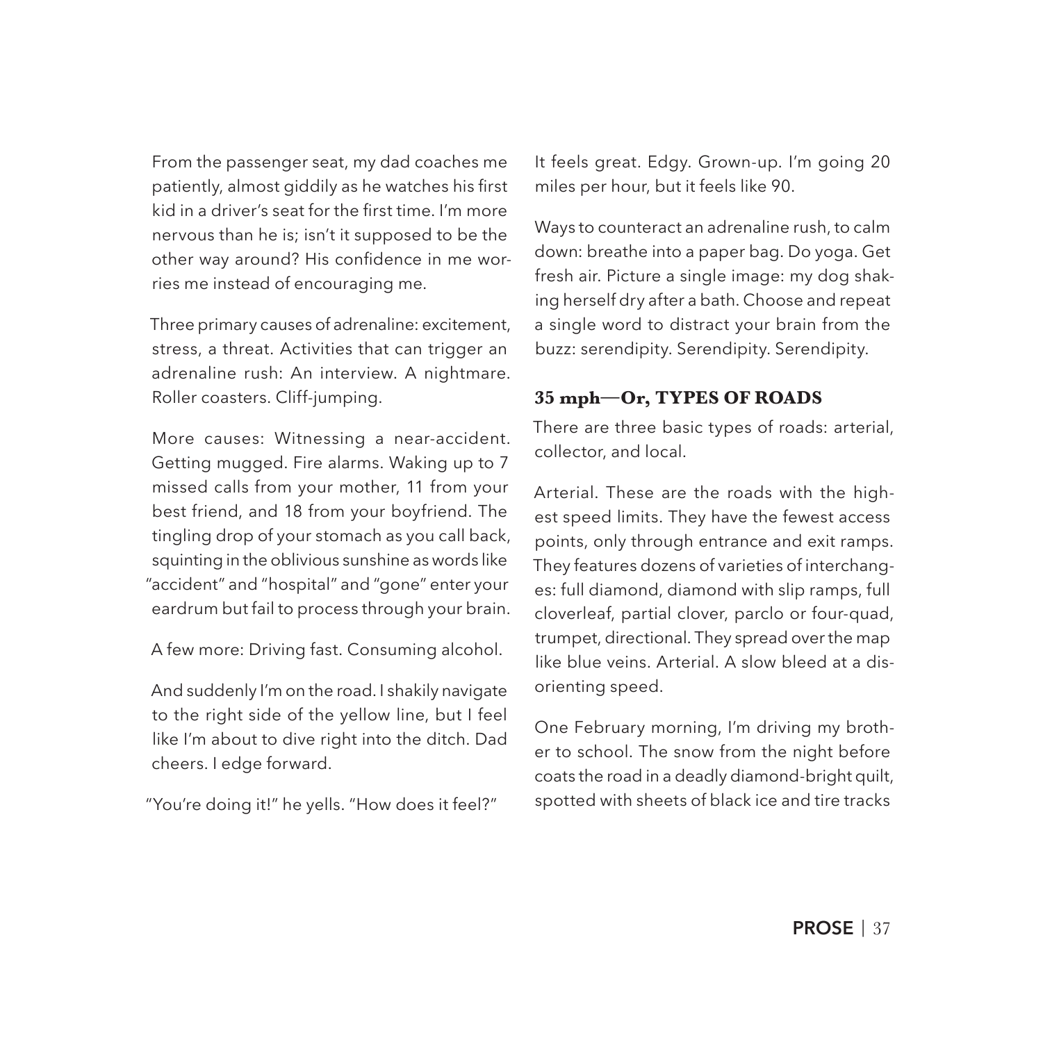From the passenger seat, my dad coaches me patiently, almost giddily as he watches his first kid in a driver's seat for the first time. I'm more nervous than he is; isn't it supposed to be the other way around? His confidence in me worries me instead of encouraging me.

Three primary causes of adrenaline: excitement, stress, a threat. Activities that can trigger an adrenaline rush: An interview. A nightmare. Roller coasters. Cliff-jumping.

More causes: Witnessing a near-accident. Getting mugged. Fire alarms. Waking up to 7 missed calls from your mother, 11 from your best friend, and 18 from your boyfriend. The tingling drop of your stomach as you call back, squinting in the oblivious sunshine as words like "accident" and "hospital" and "gone" enter your eardrum but fail to process through your brain.

A few more: Driving fast. Consuming alcohol.

And suddenly I'm on the road. I shakily navigate to the right side of the yellow line, but I feel like I'm about to dive right into the ditch. Dad cheers. I edge forward.

"You're doing it!" he yells. "How does it feel?"

It feels great. Edgy. Grown-up. I'm going 20 miles per hour, but it feels like 90.

Ways to counteract an adrenaline rush, to calm down: breathe into a paper bag. Do yoga. Get fresh air. Picture a single image: my dog shaking herself dry after a bath. Choose and repeat a single word to distract your brain from the buzz: serendipity. Serendipity. Serendipity.

## 35 mph—Or, TYPES OF ROADS

There are three basic types of roads: arterial, collector, and local.

Arterial. These are the roads with the highest speed limits. They have the fewest access points, only through entrance and exit ramps. They features dozens of varieties of interchanges: full diamond, diamond with slip ramps, full cloverleaf, partial clover, parclo or four-quad, trumpet, directional. They spread over the map like blue veins. Arterial. A slow bleed at a disorienting speed.

One February morning, I'm driving my brother to school. The snow from the night before coats the road in a deadly diamond-bright quilt, spotted with sheets of black ice and tire tracks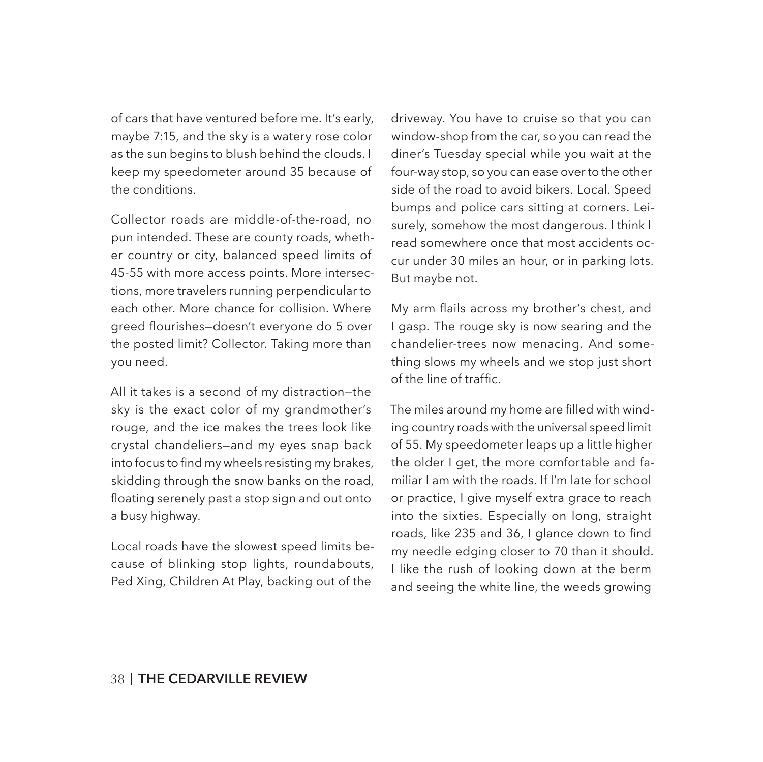of cars that have ventured before me. It's early, maybe 7:15, and the sky is a watery rose color as the sun begins to blush behind the clouds. I keep my speedometer around 35 because of the conditions.

Collector roads are middle-of-the-road, no pun intended. These are county roads, whether country or city, balanced speed limits of 45-55 with more access points. More intersections, more travelers running perpendicular to each other. More chance for collision. Where greed flourishes—doesn't everyone do 5 over the posted limit? Collector. Taking more than you need.

All it takes is a second of my distraction—the sky is the exact color of my grandmother's rouge, and the ice makes the trees look like crystal chandeliers—and my eyes snap back into focus to find my wheels resisting my brakes, skidding through the snow banks on the road, floating serenely past a stop sign and out onto a busy highway.

Local roads have the slowest speed limits because of blinking stop lights, roundabouts, Ped Xing, Children At Play, backing out of the driveway. You have to cruise so that you can window-shop from the car, so you can read the diner's Tuesday special while you wait at the four-way stop, so you can ease over to the other side of the road to avoid bikers. Local. Speed bumps and police cars sitting at corners. Leisurely, somehow the most dangerous. I think I read somewhere once that most accidents occur under 30 miles an hour, or in parking lots. But maybe not.

My arm flails across my brother's chest, and I gasp. The rouge sky is now searing and the chandelier-trees now menacing. And something slows my wheels and we stop just short of the line of traffic.

The miles around my home are filled with winding country roads with the universal speed limit of 55. My speedometer leaps up a little higher the older I get, the more comfortable and familiar I am with the roads. If I'm late for school or practice, I give myself extra grace to reach into the sixties. Especially on long, straight roads, like 235 and 36, I glance down to find my needle edging closer to 70 than it should. I like the rush of looking down at the berm and seeing the white line, the weeds growing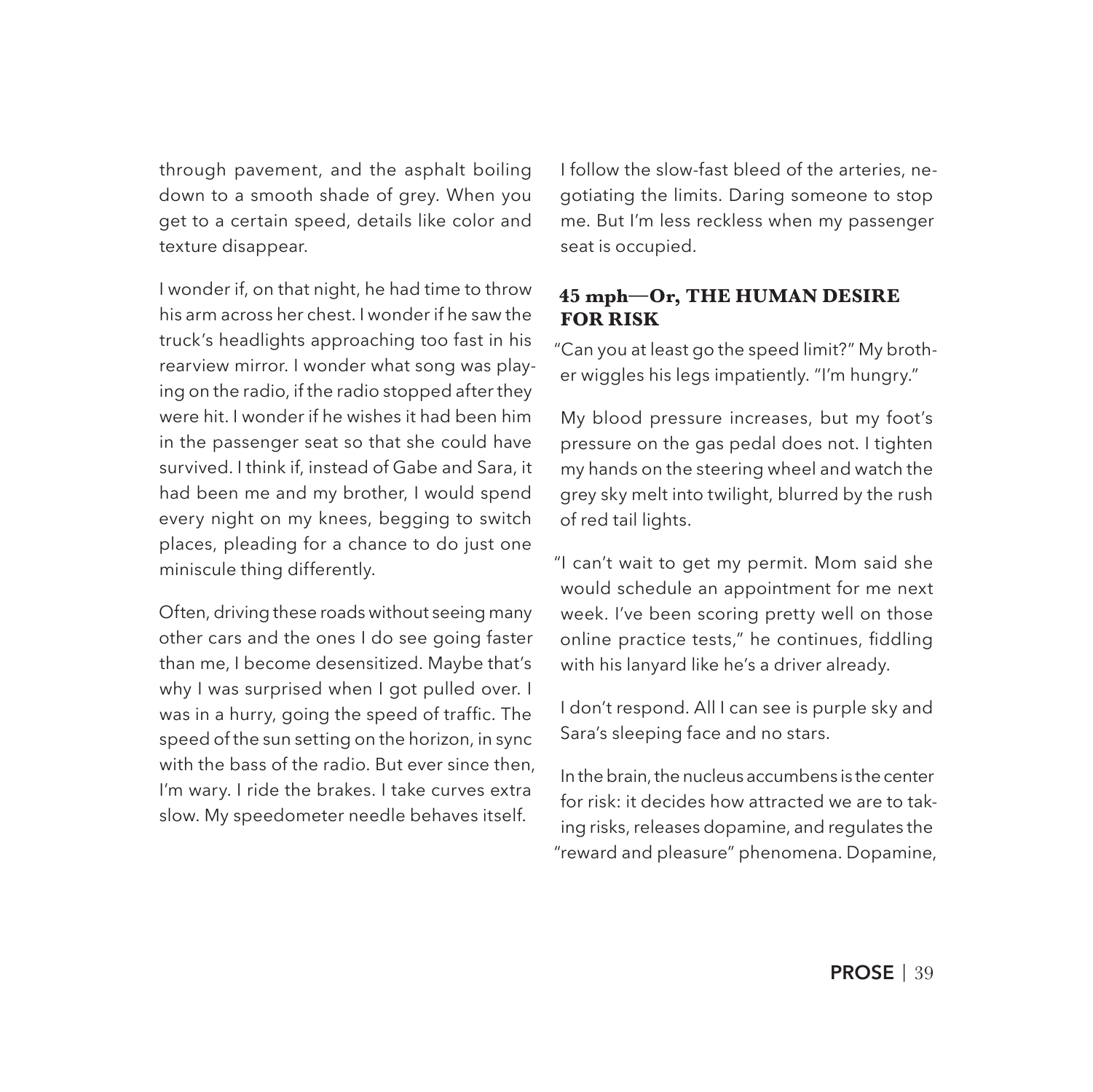through pavement, and the asphalt boiling down to a smooth shade of grey. When you get to a certain speed, details like color and texture disappear.

I wonder if, on that night, he had time to throw his arm across her chest. I wonder if he saw the truck's headlights approaching too fast in his rearview mirror. I wonder what song was playing on the radio, if the radio stopped after they were hit. I wonder if he wishes it had been him in the passenger seat so that she could have survived. I think if, instead of Gabe and Sara, it had been me and my brother, I would spend every night on my knees, begging to switch places, pleading for a chance to do just one miniscule thing differently.

Often, driving these roads without seeing many other cars and the ones I do see going faster than me, I become desensitized. Maybe that's why I was surprised when I got pulled over. I was in a hurry, going the speed of traffic. The speed of the sun setting on the horizon, in sync with the bass of the radio. But ever since then, I'm wary. I ride the brakes. I take curves extra slow. My speedometer needle behaves itself.

I follow the slow-fast bleed of the arteries, negotiating the limits. Daring someone to stop me. But I'm less reckless when my passenger seat is occupied.

### 45 mph—Or, THE HUMAN DESIRE FOR RISK

"Can you at least go the speed limit?" My brother wiggles his legs impatiently. "I'm hungry."

My blood pressure increases, but my foot's pressure on the gas pedal does not. I tighten my hands on the steering wheel and watch the grey sky melt into twilight, blurred by the rush of red tail lights.

"I can't wait to get my permit. Mom said she would schedule an appointment for me next week. I've been scoring pretty well on those online practice tests," he continues, fiddling with his lanyard like he's a driver already.

I don't respond. All I can see is purple sky and Sara's sleeping face and no stars.

In the brain, the nucleus accumbens is the center for risk: it decides how attracted we are to taking risks, releases dopamine, and regulates the "reward and pleasure" phenomena. Dopamine,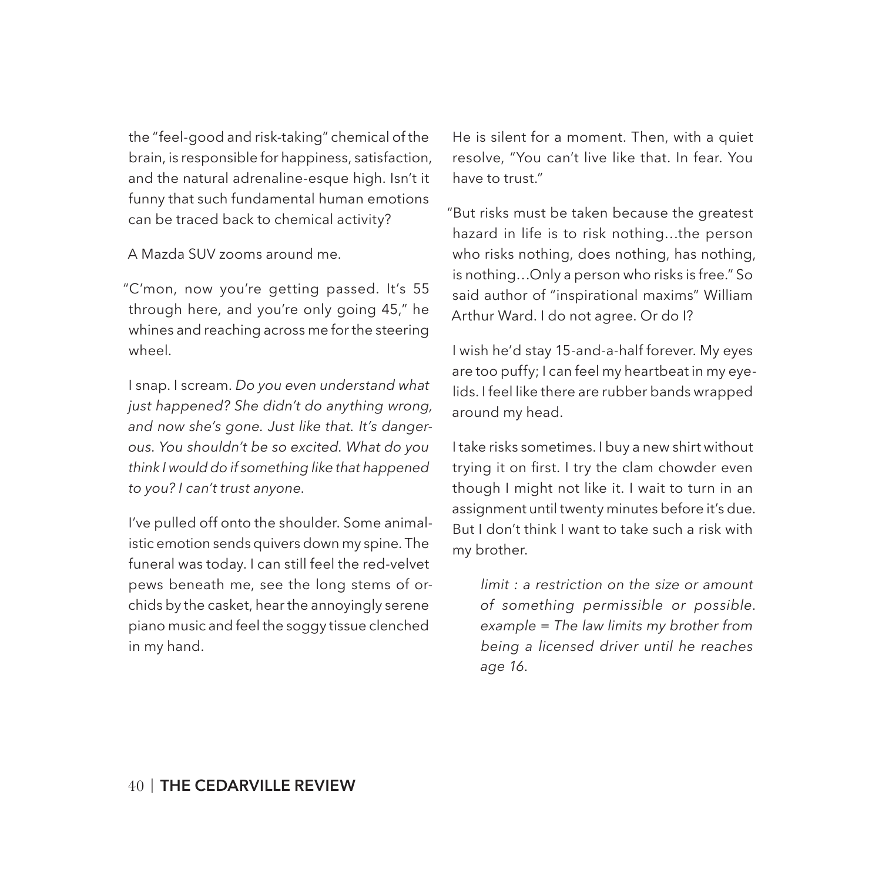the "feel-good and risk-taking" chemical of the brain, is responsible for happiness, satisfaction, and the natural adrenaline-esque high. Isn't it funny that such fundamental human emotions can be traced back to chemical activity?

A Mazda SUV zooms around me.

"C'mon, now you're getting passed. It's 55 through here, and you're only going 45," he whines and reaching across me for the steering wheel.

I snap. I scream. *Do you even understand what just happened? She didn't do anything wrong, and now she's gone. Just like that. It's dangerous. You shouldn't be so excited. What do you think I would do if something like that happened to you? I can't trust anyone.*

I've pulled off onto the shoulder. Some animalistic emotion sends quivers down my spine. The funeral was today. I can still feel the red-velvet pews beneath me, see the long stems of orchids by the casket, hear the annoyingly serene piano music and feel the soggy tissue clenched in my hand.

He is silent for a moment. Then, with a quiet resolve, "You can't live like that. In fear. You have to trust."

"But risks must be taken because the greatest hazard in life is to risk nothing…the person who risks nothing, does nothing, has nothing, is nothing…Only a person who risks is free." So said author of "inspirational maxims" William Arthur Ward. I do not agree. Or do I?

I wish he'd stay 15-and-a-half forever. My eyes are too puffy; I can feel my heartbeat in my eyelids. I feel like there are rubber bands wrapped around my head.

I take risks sometimes. I buy a new shirt without trying it on first. I try the clam chowder even though I might not like it. I wait to turn in an assignment until twenty minutes before it's due. But I don't think I want to take such a risk with my brother.

> *limit : a restriction on the size or amount of something permissible or possible. example = The law limits my brother from being a licensed driver until he reaches age 16.*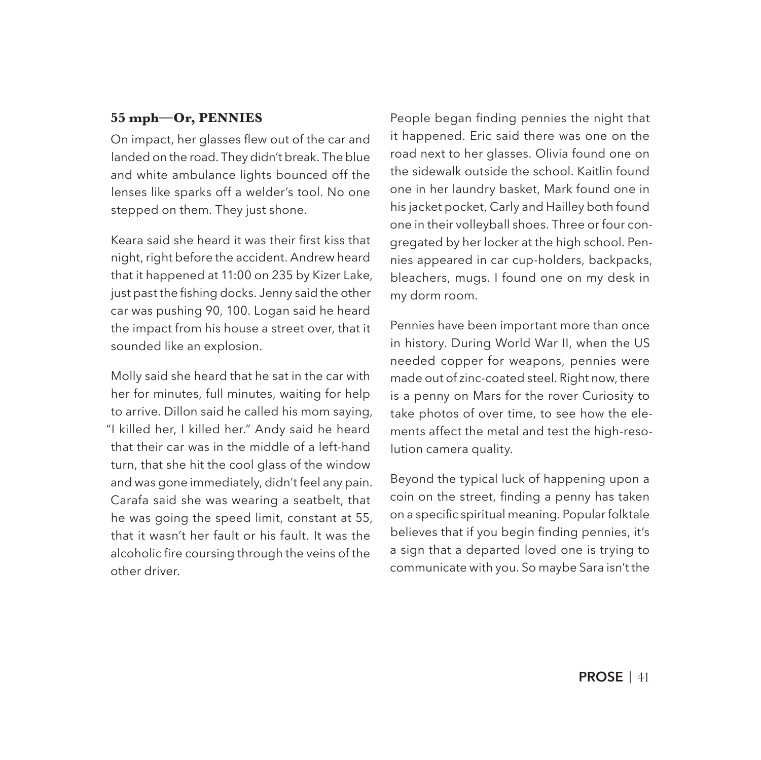### 55 mph—Or, PENNIES

On impact, her glasses flew out of the car and landed on the road. They didn't break. The blue and white ambulance lights bounced off the lenses like sparks off a welder's tool. No one stepped on them. They just shone.

Keara said she heard it was their first kiss that night, right before the accident. Andrew heard that it happened at 11:00 on 235 by Kizer Lake, just past the fishing docks. Jenny said the other car was pushing 90, 100. Logan said he heard the impact from his house a street over, that it sounded like an explosion.

Molly said she heard that he sat in the car with her for minutes, full minutes, waiting for help to arrive. Dillon said he called his mom saying, "I killed her, I killed her." Andy said he heard that their car was in the middle of a left-hand turn, that she hit the cool glass of the window and was gone immediately, didn't feel any pain. Carafa said she was wearing a seatbelt, that he was going the speed limit, constant at 55, that it wasn't her fault or his fault. It was the alcoholic fire coursing through the veins of the other driver.

People began finding pennies the night that it happened. Eric said there was one on the road next to her glasses. Olivia found one on the sidewalk outside the school. Kaitlin found one in her laundry basket, Mark found one in his jacket pocket, Carly and Hailley both found one in their volleyball shoes. Three or four congregated by her locker at the high school. Pennies appeared in car cup-holders, backpacks, bleachers, mugs. I found one on my desk in my dorm room.

Pennies have been important more than once in history. During World War II, when the US needed copper for weapons, pennies were made out of zinc-coated steel. Right now, there is a penny on Mars for the rover Curiosity to take photos of over time, to see how the elements affect the metal and test the high-resolution camera quality.

Beyond the typical luck of happening upon a coin on the street, finding a penny has taken on a specific spiritual meaning. Popular folktale believes that if you begin finding pennies, it's a sign that a departed loved one is trying to communicate with you. So maybe Sara isn't the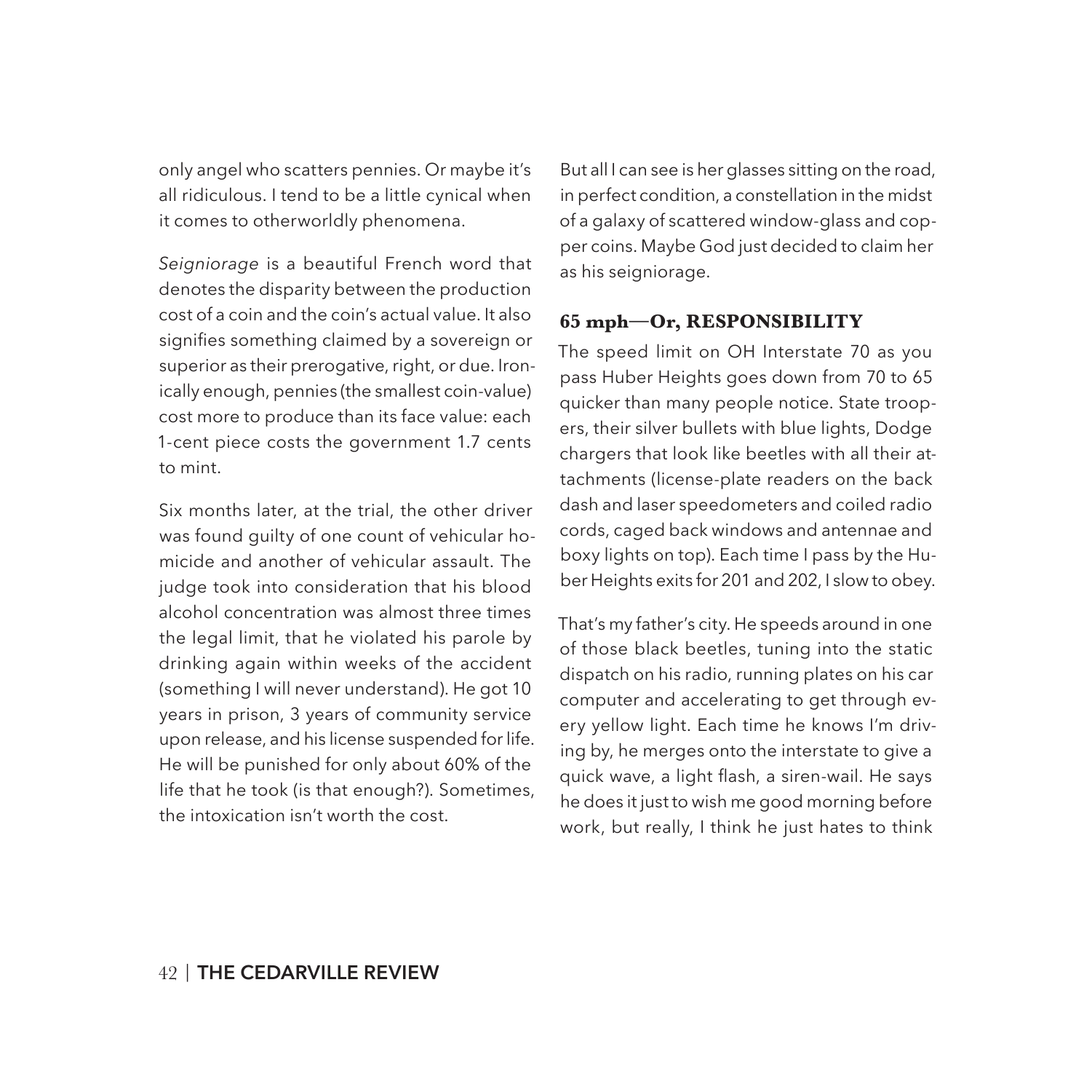only angel who scatters pennies. Or maybe it's all ridiculous. I tend to be a little cynical when it comes to otherworldly phenomena.

*Seigniorage* is a beautiful French word that denotes the disparity between the production cost of a coin and the coin's actual value. It also signifies something claimed by a sovereign or superior as their prerogative, right, or due. Ironically enough, pennies (the smallest coin-value) cost more to produce than its face value: each 1-cent piece costs the government 1.7 cents to mint.

Six months later, at the trial, the other driver was found guilty of one count of vehicular homicide and another of vehicular assault. The judge took into consideration that his blood alcohol concentration was almost three times the legal limit, that he violated his parole by drinking again within weeks of the accident (something I will never understand). He got 10 years in prison, 3 years of community service upon release, and his license suspended for life. He will be punished for only about 60% of the life that he took (is that enough?). Sometimes, the intoxication isn't worth the cost.

But all I can see is her glasses sitting on the road, in perfect condition, a constellation in the midst of a galaxy of scattered window-glass and copper coins. Maybe God just decided to claim her as his seigniorage.

### 65 mph—Or, RESPONSIBILITY

The speed limit on OH Interstate 70 as you pass Huber Heights goes down from 70 to 65 quicker than many people notice. State troopers, their silver bullets with blue lights, Dodge chargers that look like beetles with all their attachments (license-plate readers on the back dash and laser speedometers and coiled radio cords, caged back windows and antennae and boxy lights on top). Each time I pass by the Huber Heights exits for 201 and 202, I slow to obey.

That's my father's city. He speeds around in one of those black beetles, tuning into the static dispatch on his radio, running plates on his car computer and accelerating to get through every yellow light. Each time he knows I'm driving by, he merges onto the interstate to give a quick wave, a light flash, a siren-wail. He says he does it just to wish me good morning before work, but really, I think he just hates to think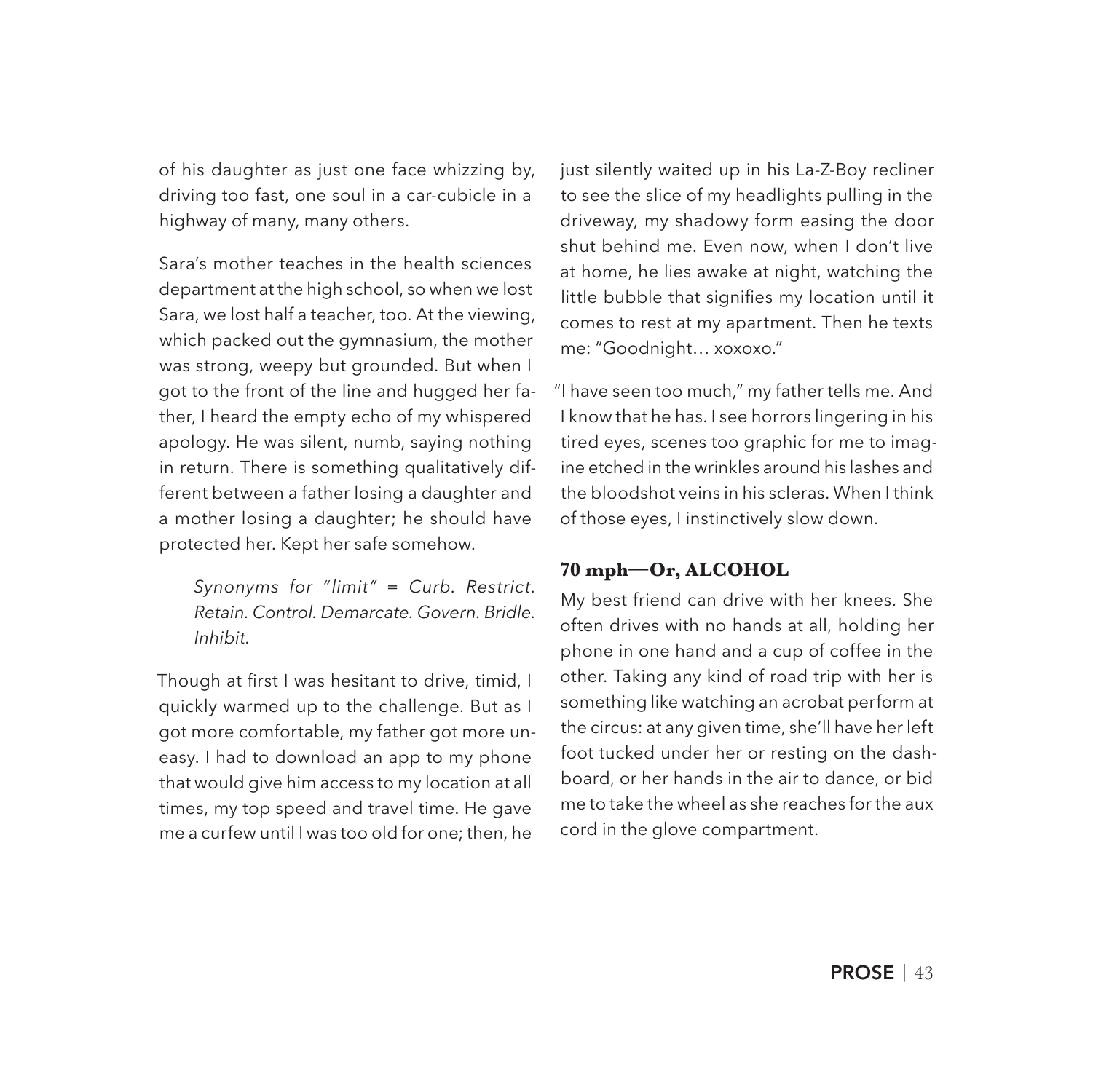of his daughter as just one face whizzing by, driving too fast, one soul in a car-cubicle in a highway of many, many others.

Sara's mother teaches in the health sciences department at the high school, so when we lost Sara, we lost half a teacher, too. At the viewing, which packed out the gymnasium, the mother was strong, weepy but grounded. But when I got to the front of the line and hugged her father, I heard the empty echo of my whispered apology. He was silent, numb, saying nothing in return. There is something qualitatively different between a father losing a daughter and a mother losing a daughter; he should have protected her. Kept her safe somehow.

> *Synonyms for "limit" = Curb. Restrict. Retain. Control. Demarcate. Govern. Bridle. Inhibit.*

Though at first I was hesitant to drive, timid, I quickly warmed up to the challenge. But as I got more comfortable, my father got more uneasy. I had to download an app to my phone that would give him access to my location at all times, my top speed and travel time. He gave me a curfew until I was too old for one; then, he just silently waited up in his La-Z-Boy recliner to see the slice of my headlights pulling in the driveway, my shadowy form easing the door shut behind me. Even now, when I don't live at home, he lies awake at night, watching the little bubble that signifies my location until it comes to rest at my apartment. Then he texts me: "Goodnight… xoxoxo."

"I have seen too much," my father tells me. And I know that he has. I see horrors lingering in his tired eyes, scenes too graphic for me to imagine etched in the wrinkles around his lashes and the bloodshot veins in his scleras. When I think of those eyes, I instinctively slow down.

### 70 mph—Or, ALCOHOL

My best friend can drive with her knees. She often drives with no hands at all, holding her phone in one hand and a cup of coffee in the other. Taking any kind of road trip with her is something like watching an acrobat perform at the circus: at any given time, she'll have her left foot tucked under her or resting on the dashboard, or her hands in the air to dance, or bid me to take the wheel as she reaches for the aux cord in the glove compartment.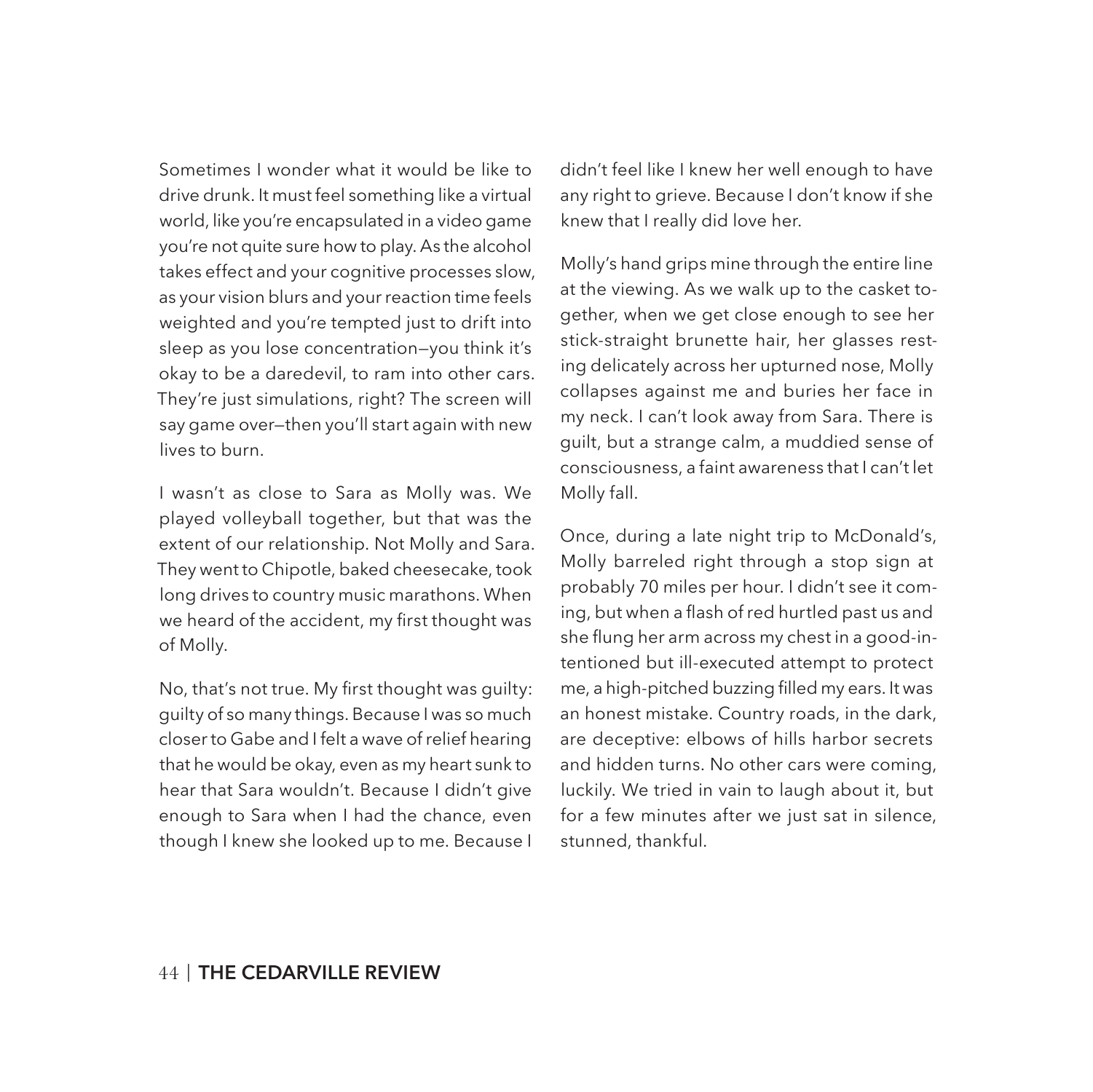Sometimes I wonder what it would be like to drive drunk. It must feel something like a virtual world, like you're encapsulated in a video game you're not quite sure how to play. As the alcohol takes effect and your cognitive processes slow, as your vision blurs and your reaction time feels weighted and you're tempted just to drift into sleep as you lose concentration—you think it's okay to be a daredevil, to ram into other cars. They're just simulations, right? The screen will say game over—then you'll start again with new lives to burn.

I wasn't as close to Sara as Molly was. We played volleyball together, but that was the extent of our relationship. Not Molly and Sara. They went to Chipotle, baked cheesecake, took long drives to country music marathons. When we heard of the accident, my first thought was of Molly.

No, that's not true. My first thought was guilty: guilty of so many things. Because I was so much closer to Gabe and I felt a wave of relief hearing that he would be okay, even as my heart sunk to hear that Sara wouldn't. Because I didn't give enough to Sara when I had the chance, even though I knew she looked up to me. Because I didn't feel like I knew her well enough to have any right to grieve. Because I don't know if she knew that I really did love her.

Molly's hand grips mine through the entire line at the viewing. As we walk up to the casket together, when we get close enough to see her stick-straight brunette hair, her glasses resting delicately across her upturned nose, Molly collapses against me and buries her face in my neck. I can't look away from Sara. There is guilt, but a strange calm, a muddied sense of consciousness, a faint awareness that I can't let Molly fall.

Once, during a late night trip to McDonald's, Molly barreled right through a stop sign at probably 70 miles per hour. I didn't see it coming, but when a flash of red hurtled past us and she flung her arm across my chest in a good-intentioned but ill-executed attempt to protect me, a high-pitched buzzing filled my ears. It was an honest mistake. Country roads, in the dark, are deceptive: elbows of hills harbor secrets and hidden turns. No other cars were coming, luckily. We tried in vain to laugh about it, but for a few minutes after we just sat in silence, stunned, thankful.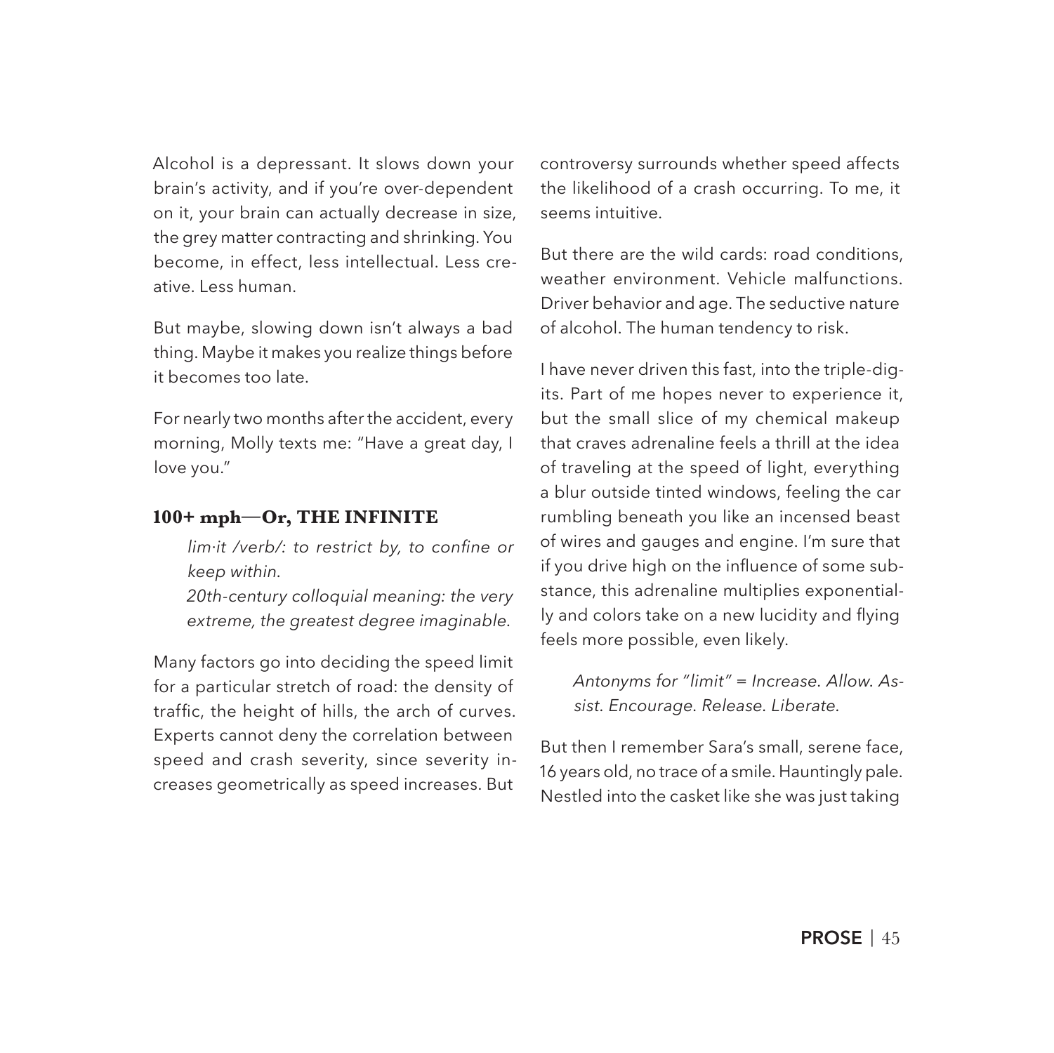Alcohol is a depressant. It slows down your brain's activity, and if you're over-dependent on it, your brain can actually decrease in size, the grey matter contracting and shrinking. You become, in effect, less intellectual. Less creative. Less human.

But maybe, slowing down isn't always a bad thing. Maybe it makes you realize things before it becomes too late.

For nearly two months after the accident, every morning, Molly texts me: "Have a great day, I love you."

### 100+ mph—Or, THE INFINITE

> *lim·it /verb/: to restrict by, to confine or keep within.*
> *20th-century colloquial meaning: the very extreme, the greatest degree imaginable.*

Many factors go into deciding the speed limit for a particular stretch of road: the density of traffic, the height of hills, the arch of curves. Experts cannot deny the correlation between speed and crash severity, since severity increases geometrically as speed increases. But controversy surrounds whether speed affects the likelihood of a crash occurring. To me, it seems intuitive.

But there are the wild cards: road conditions, weather environment. Vehicle malfunctions. Driver behavior and age. The seductive nature of alcohol. The human tendency to risk.

I have never driven this fast, into the triple-digits. Part of me hopes never to experience it, but the small slice of my chemical makeup that craves adrenaline feels a thrill at the idea of traveling at the speed of light, everything a blur outside tinted windows, feeling the car rumbling beneath you like an incensed beast of wires and gauges and engine. I'm sure that if you drive high on the influence of some substance, this adrenaline multiplies exponentially and colors take on a new lucidity and flying feels more possible, even likely.

> *Antonyms for "limit" = Increase. Allow. Assist. Encourage. Release. Liberate.*

But then I remember Sara's small, serene face, 16 years old, no trace of a smile. Hauntingly pale. Nestled into the casket like she was just taking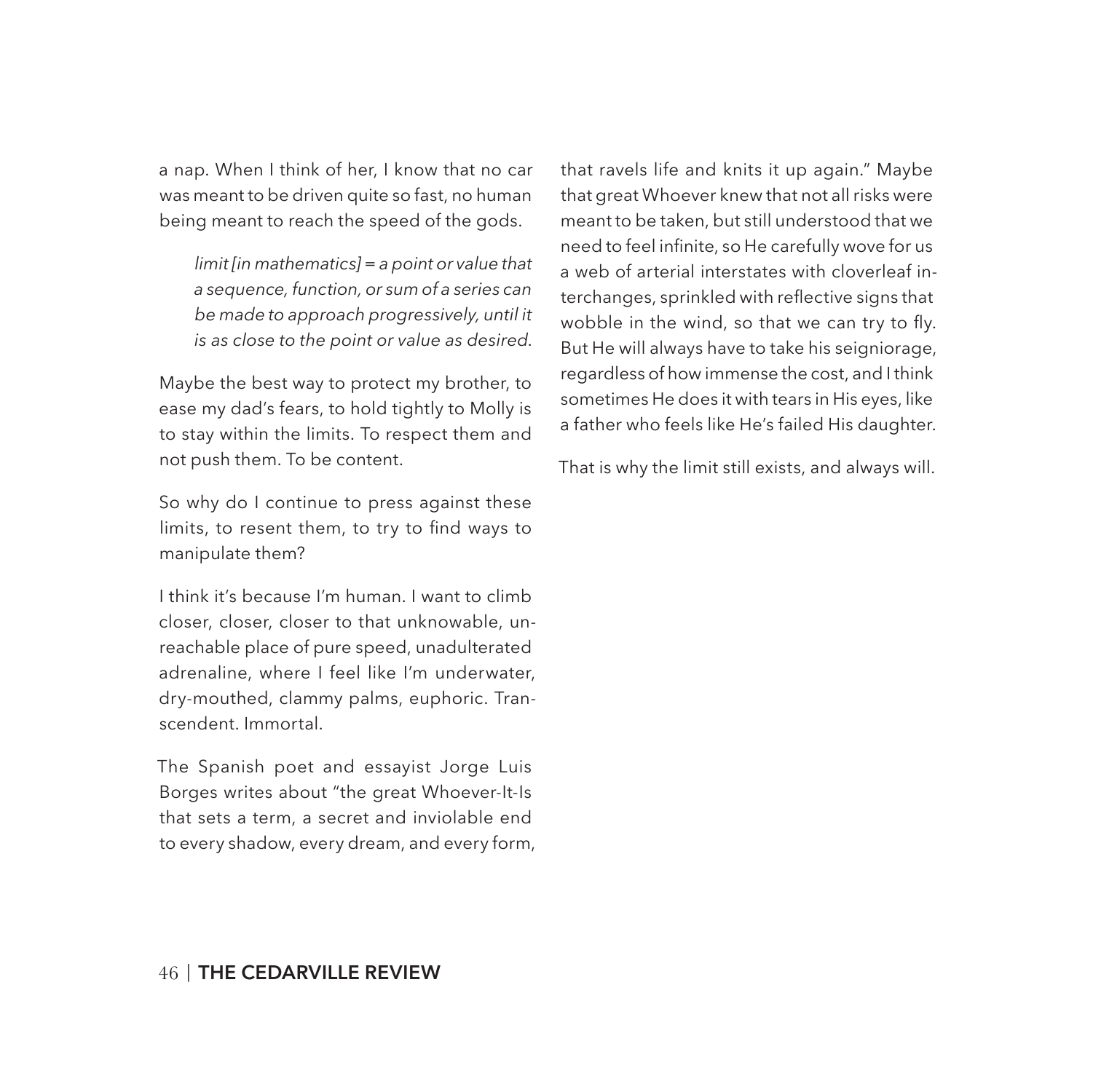a nap. When I think of her, I know that no car was meant to be driven quite so fast, no human being meant to reach the speed of the gods.

> *limit [in mathematics] = a point or value that a sequence, function, or sum of a series can be made to approach progressively, until it is as close to the point or value as desired.*

Maybe the best way to protect my brother, to ease my dad's fears, to hold tightly to Molly is to stay within the limits. To respect them and not push them. To be content.

So why do I continue to press against these limits, to resent them, to try to find ways to manipulate them?

I think it's because I'm human. I want to climb closer, closer, closer to that unknowable, unreachable place of pure speed, unadulterated adrenaline, where I feel like I'm underwater, dry-mouthed, clammy palms, euphoric. Transcendent. Immortal.

The Spanish poet and essayist Jorge Luis Borges writes about "the great Whoever-It-Is that sets a term, a secret and inviolable end to every shadow, every dream, and every form, that ravels life and knits it up again." Maybe that great Whoever knew that not all risks were meant to be taken, but still understood that we need to feel infinite, so He carefully wove for us a web of arterial interstates with cloverleaf interchanges, sprinkled with reflective signs that wobble in the wind, so that we can try to fly. But He will always have to take his seigniorage, regardless of how immense the cost, and I think sometimes He does it with tears in His eyes, like a father who feels like He's failed His daughter.

That is why the limit still exists, and always will.